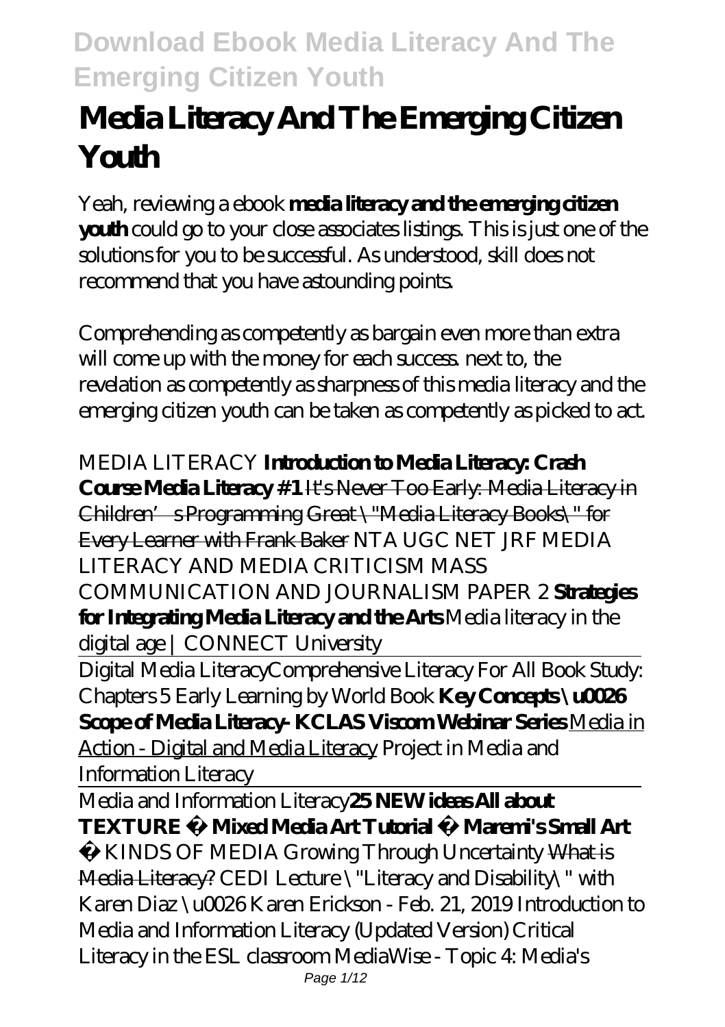# Media Literacy And The Emerging Citizen Youth

Yeah, reviewing a ebook **media literacy and the emerging citizen youth** could go to your close associates listings. This is just one of the solutions for you to be successful. As understood, skill does not recommend that you have astounding points.

Comprehending as competently as bargain even more than extra will come up with the money for each success. next to, the revelation as competently as sharpness of this media literacy and the emerging citizen youth can be taken as competently as picked to act.

*MEDIA LITERACY* **Introduction to Media Literacy: Crash Course Media Literacy #1** ~~It's Never Too Early: Media Literacy in Children's Programming~~ ~~Great \"Media Literacy Books\" for Every Learner with Frank Baker~~ *NTA UGC NET JRF MEDIA LITERACY AND MEDIA CRITICISM MASS COMMUNICATION AND JOURNALISM PAPER 2* **Strategies for Integrating Media Literacy and the Arts** *Media literacy in the digital age | CONNECT University*

Digital Media Literacy*Comprehensive Literacy For All Book Study: Chapters 5 Early Learning by World Book* **Key Concepts \u0026 Scope of Media Literacy- KCLAS Viscom Webinar Series** Media in Action - Digital and Media Literacy *Project in Media and Information Literacy*

Media and Information Literacy**25 NEW ideas All about TEXTURE ♡ Mixed Media Art Tutorial ♡ Maremi's Small Art ♡** *KINDS OF MEDIA* *Growing Through Uncertainty* ~~What is Media Literacy?~~ *CEDI Lecture \"Literacy and Disability\" with Karen Diaz \u0026 Karen Erickson - Feb. 21, 2019* *Introduction to Media and Information Literacy (Updated Version)* *Critical Literacy in the ESL classroom* *MediaWise - Topic 4: Media's*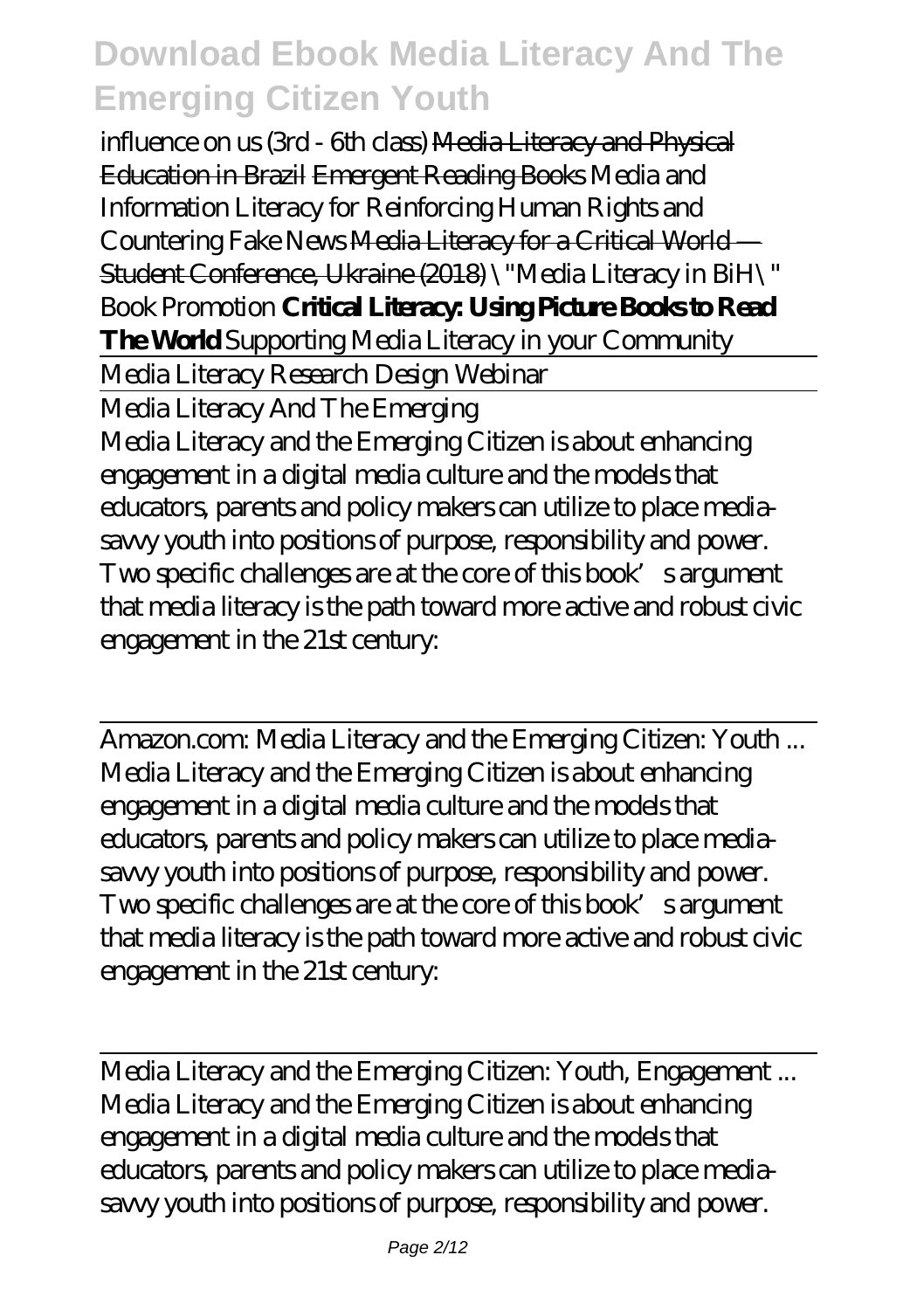*influence on us (3rd - 6th class)* ~~Media Literacy and Physical Education in Brazil~~ ~~Emergent Reading Books~~ *Media and Information Literacy for Reinforcing Human Rights and Countering Fake News* ~~Media Literacy for a Critical World — Student Conference, Ukraine (2018)~~ *\"Media Literacy in BiH\" Book Promotion* **Critical Literacy: Using Picture Books to Read The World** *Supporting Media Literacy in your Community*

Media Literacy Research Design Webinar

Media Literacy And The Emerging

Media Literacy and the Emerging Citizen is about enhancing engagement in a digital media culture and the models that educators, parents and policy makers can utilize to place media-savvy youth into positions of purpose, responsibility and power. Two specific challenges are at the core of this book's argument that media literacy is the path toward more active and robust civic engagement in the 21st century:

Amazon.com: Media Literacy and the Emerging Citizen: Youth ...

Media Literacy and the Emerging Citizen is about enhancing engagement in a digital media culture and the models that educators, parents and policy makers can utilize to place media-savvy youth into positions of purpose, responsibility and power. Two specific challenges are at the core of this book's argument that media literacy is the path toward more active and robust civic engagement in the 21st century:

Media Literacy and the Emerging Citizen: Youth, Engagement ...

Media Literacy and the Emerging Citizen is about enhancing engagement in a digital media culture and the models that educators, parents and policy makers can utilize to place media-savvy youth into positions of purpose, responsibility and power.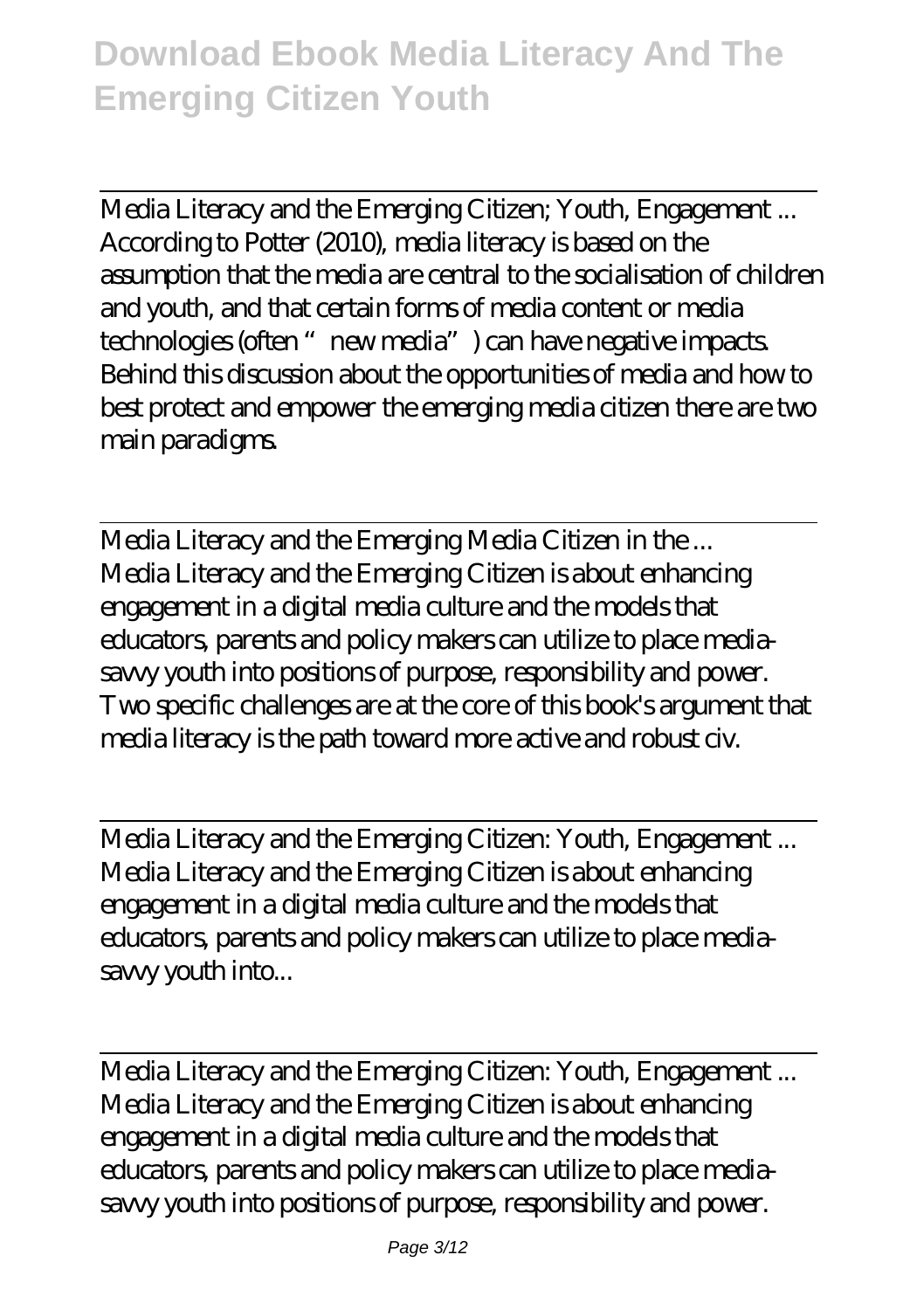Media Literacy and the Emerging Citizen; Youth, Engagement ...
According to Potter (2010), media literacy is based on the assumption that the media are central to the socialisation of children and youth, and that certain forms of media content or media technologies (often "new media") can have negative impacts. Behind this discussion about the opportunities of media and how to best protect and empower the emerging media citizen there are two main paradigms.

Media Literacy and the Emerging Media Citizen in the ...
Media Literacy and the Emerging Citizen is about enhancing engagement in a digital media culture and the models that educators, parents and policy makers can utilize to place media-savvy youth into positions of purpose, responsibility and power. Two specific challenges are at the core of this book's argument that media literacy is the path toward more active and robust civ.

Media Literacy and the Emerging Citizen: Youth, Engagement ...
Media Literacy and the Emerging Citizen is about enhancing engagement in a digital media culture and the models that educators, parents and policy makers can utilize to place media-savvy youth into...

Media Literacy and the Emerging Citizen: Youth, Engagement ...
Media Literacy and the Emerging Citizen is about enhancing engagement in a digital media culture and the models that educators, parents and policy makers can utilize to place media-savvy youth into positions of purpose, responsibility and power.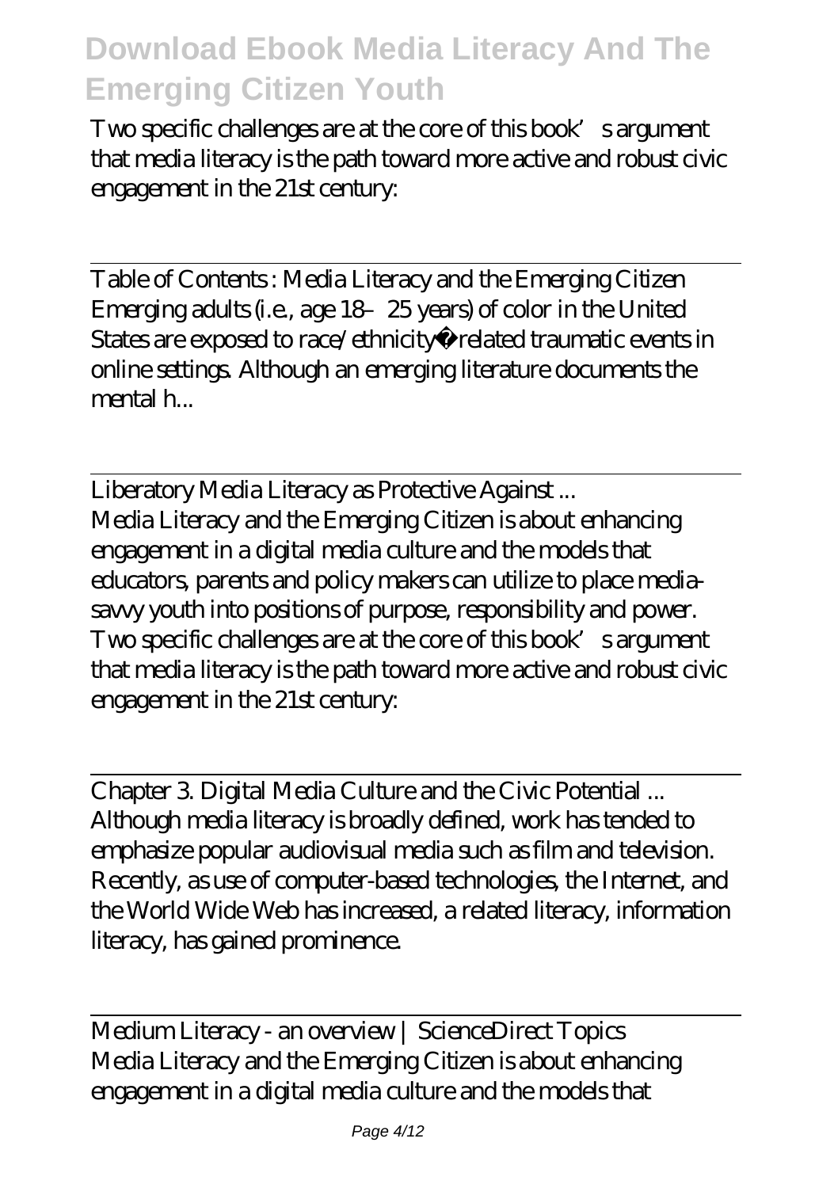Two specific challenges are at the core of this book's argument that media literacy is the path toward more active and robust civic engagement in the 21st century:

---

Table of Contents : Media Literacy and the Emerging Citizen
Emerging adults (i.e., age 18–25 years) of color in the United States are exposed to race/ethnicity-related traumatic events in online settings. Although an emerging literature documents the mental h...

---

Liberatory Media Literacy as Protective Against ...
Media Literacy and the Emerging Citizen is about enhancing engagement in a digital media culture and the models that educators, parents and policy makers can utilize to place media-savvy youth into positions of purpose, responsibility and power. Two specific challenges are at the core of this book's argument that media literacy is the path toward more active and robust civic engagement in the 21st century:

---

Chapter 3. Digital Media Culture and the Civic Potential ...
Although media literacy is broadly defined, work has tended to emphasize popular audiovisual media such as film and television. Recently, as use of computer-based technologies, the Internet, and the World Wide Web has increased, a related literacy, information literacy, has gained prominence.

---

Medium Literacy - an overview | ScienceDirect Topics
Media Literacy and the Emerging Citizen is about enhancing engagement in a digital media culture and the models that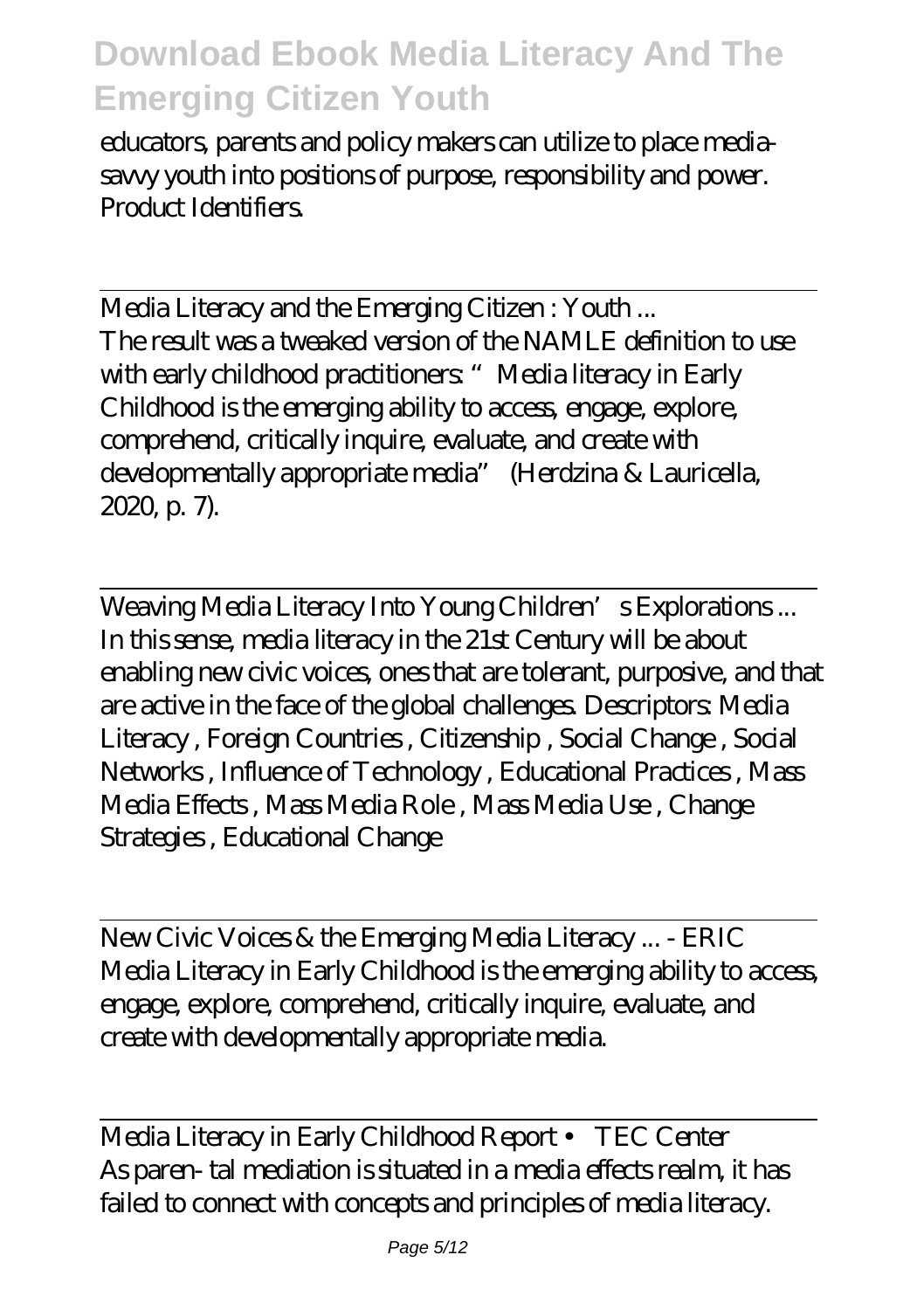educators, parents and policy makers can utilize to place media-savvy youth into positions of purpose, responsibility and power. Product Identifiers.

Media Literacy and the Emerging Citizen : Youth ...

The result was a tweaked version of the NAMLE definition to use with early childhood practitioners: "Media literacy in Early Childhood is the emerging ability to access, engage, explore, comprehend, critically inquire, evaluate, and create with developmentally appropriate media" (Herdzina & Lauricella, 2020, p. 7).

Weaving Media Literacy Into Young Children's Explorations ...

In this sense, media literacy in the 21st Century will be about enabling new civic voices, ones that are tolerant, purposive, and that are active in the face of the global challenges. Descriptors: Media Literacy , Foreign Countries , Citizenship , Social Change , Social Networks , Influence of Technology , Educational Practices , Mass Media Effects , Mass Media Role , Mass Media Use , Change Strategies , Educational Change

New Civic Voices & the Emerging Media Literacy ... - ERIC

Media Literacy in Early Childhood is the emerging ability to access, engage, explore, comprehend, critically inquire, evaluate, and create with developmentally appropriate media.

Media Literacy in Early Childhood Report • TEC Center

As paren- tal mediation is situated in a media effects realm, it has failed to connect with concepts and principles of media literacy.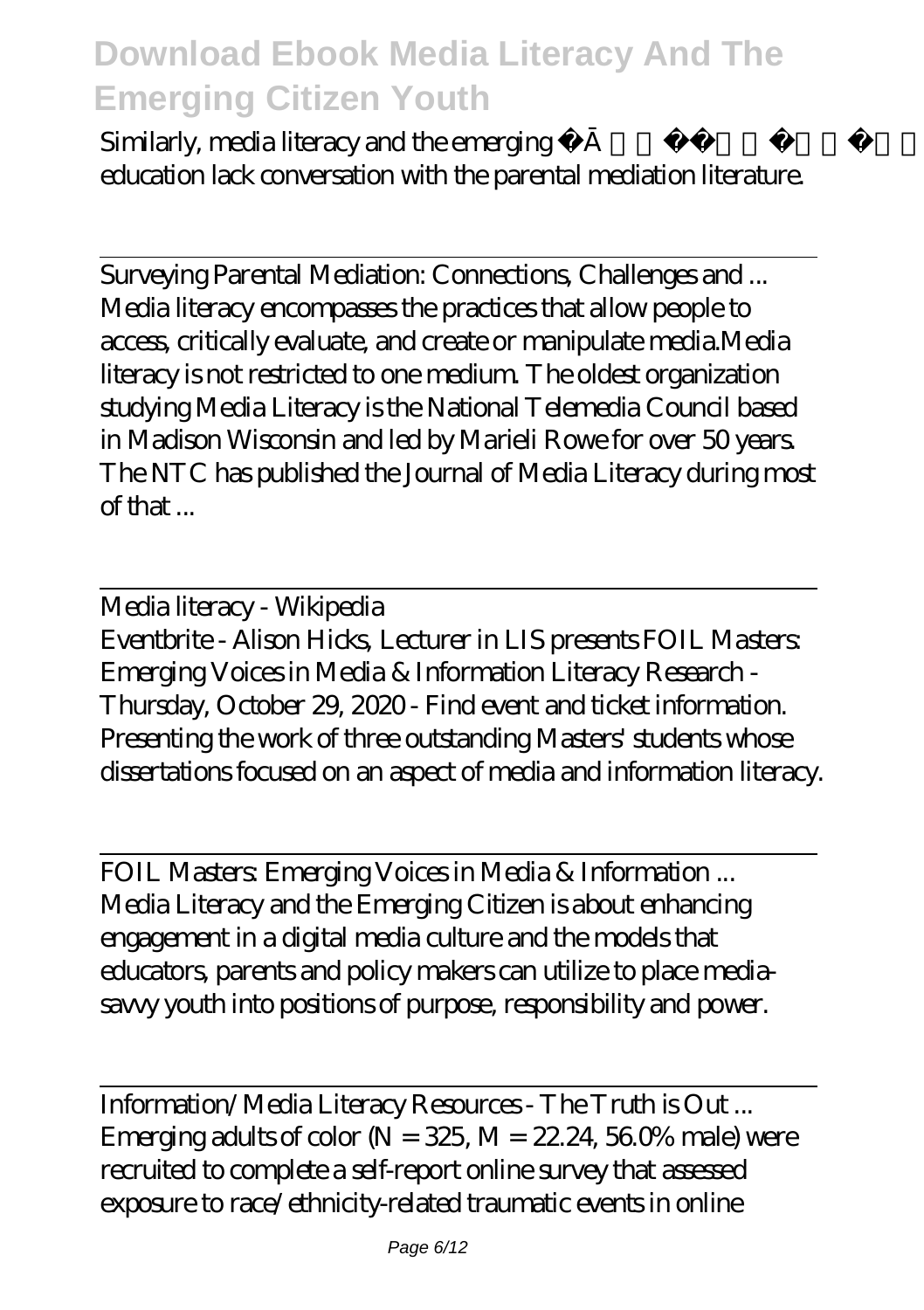Similarly, media literacy and the emerging fi... education lack conversation with the parental mediation literature.

Surveying Parental Mediation: Connections, Challenges and ...

Media literacy encompasses the practices that allow people to access, critically evaluate, and create or manipulate media.Media literacy is not restricted to one medium. The oldest organization studying Media Literacy is the National Telemedia Council based in Madison Wisconsin and led by Marieli Rowe for over 50 years. The NTC has published the Journal of Media Literacy during most of that ...

Media literacy - Wikipedia

Eventbrite - Alison Hicks, Lecturer in LIS presents FOIL Masters: Emerging Voices in Media & Information Literacy Research - Thursday, October 29, 2020 - Find event and ticket information. Presenting the work of three outstanding Masters' students whose dissertations focused on an aspect of media and information literacy.

FOIL Masters: Emerging Voices in Media & Information ...

Media Literacy and the Emerging Citizen is about enhancing engagement in a digital media culture and the models that educators, parents and policy makers can utilize to place media-savvy youth into positions of purpose, responsibility and power.

Information/Media Literacy Resources - The Truth is Out ...

Emerging adults of color ($N = 325$, $M = 22.24$, 56.0% male) were recruited to complete a self-report online survey that assessed exposure to race/ethnicity-related traumatic events in online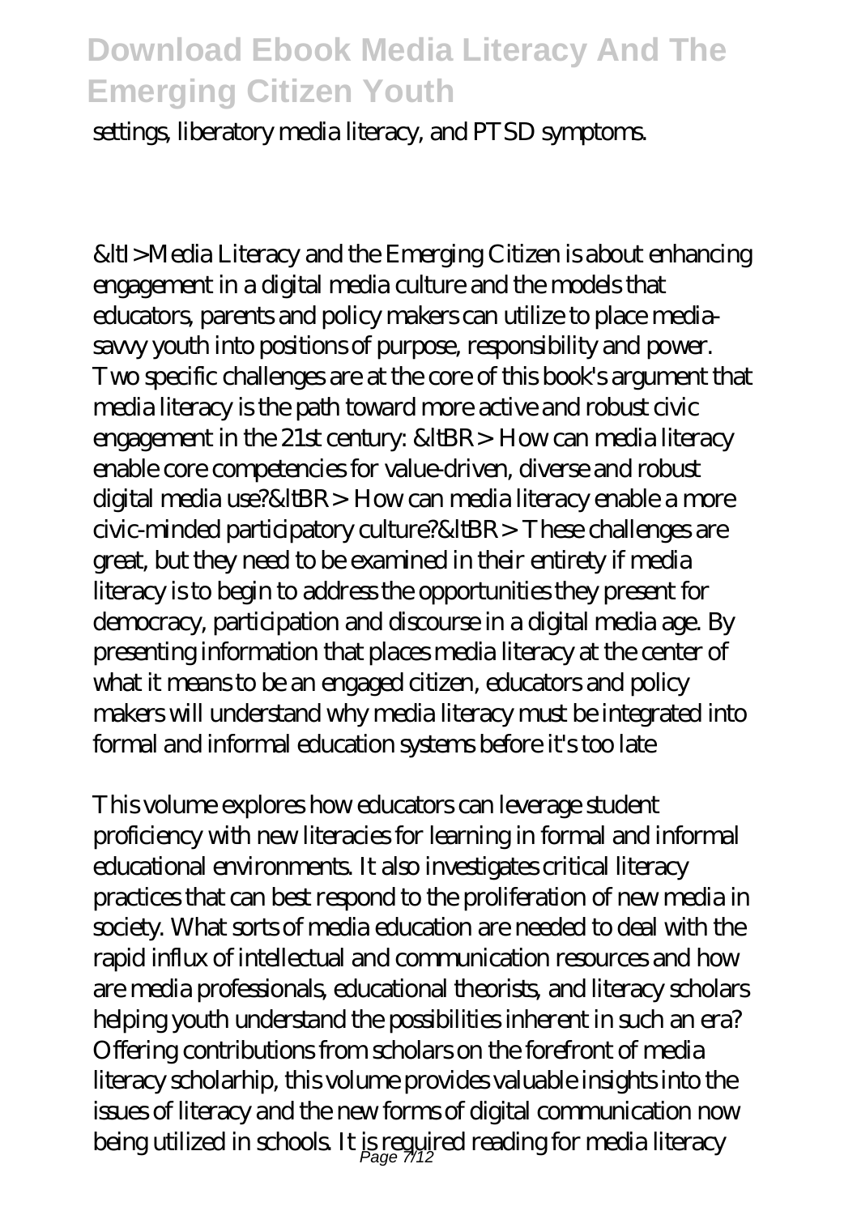settings, liberatory media literacy, and PTSD symptoms.

&ltI>Media Literacy and the Emerging Citizen is about enhancing engagement in a digital media culture and the models that educators, parents and policy makers can utilize to place media-savvy youth into positions of purpose, responsibility and power. Two specific challenges are at the core of this book's argument that media literacy is the path toward more active and robust civic engagement in the 21st century: &ltBR> How can media literacy enable core competencies for value-driven, diverse and robust digital media use?&ltBR> How can media literacy enable a more civic-minded participatory culture?&ltBR> These challenges are great, but they need to be examined in their entirety if media literacy is to begin to address the opportunities they present for democracy, participation and discourse in a digital media age. By presenting information that places media literacy at the center of what it means to be an engaged citizen, educators and policy makers will understand why media literacy must be integrated into formal and informal education systems before it's too late

This volume explores how educators can leverage student proficiency with new literacies for learning in formal and informal educational environments. It also investigates critical literacy practices that can best respond to the proliferation of new media in society. What sorts of media education are needed to deal with the rapid influx of intellectual and communication resources and how are media professionals, educational theorists, and literacy scholars helping youth understand the possibilities inherent in such an era? Offering contributions from scholars on the forefront of media literacy scholarhip, this volume provides valuable insights into the issues of literacy and the new forms of digital communication now being utilized in schools. It is required reading for media literacy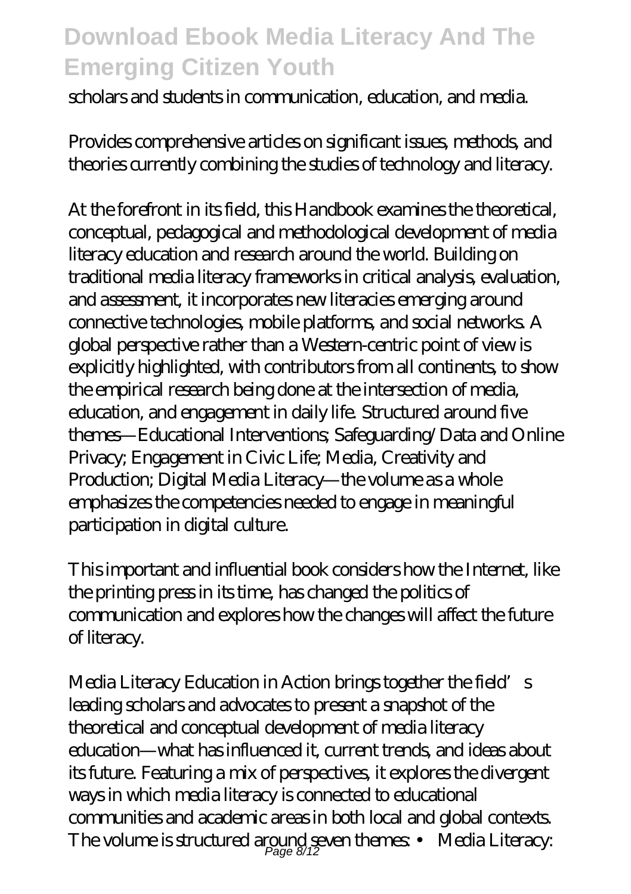scholars and students in communication, education, and media.

Provides comprehensive articles on significant issues, methods, and theories currently combining the studies of technology and literacy.

At the forefront in its field, this Handbook examines the theoretical, conceptual, pedagogical and methodological development of media literacy education and research around the world. Building on traditional media literacy frameworks in critical analysis, evaluation, and assessment, it incorporates new literacies emerging around connective technologies, mobile platforms, and social networks. A global perspective rather than a Western-centric point of view is explicitly highlighted, with contributors from all continents, to show the empirical research being done at the intersection of media, education, and engagement in daily life. Structured around five themes—Educational Interventions; Safeguarding/Data and Online Privacy; Engagement in Civic Life; Media, Creativity and Production; Digital Media Literacy—the volume as a whole emphasizes the competencies needed to engage in meaningful participation in digital culture.

This important and influential book considers how the Internet, like the printing press in its time, has changed the politics of communication and explores how the changes will affect the future of literacy.

Media Literacy Education in Action brings together the field's leading scholars and advocates to present a snapshot of the theoretical and conceptual development of media literacy education—what has influenced it, current trends, and ideas about its future. Featuring a mix of perspectives, it explores the divergent ways in which media literacy is connected to educational communities and academic areas in both local and global contexts. The volume is structured around seven themes: • Media Literacy: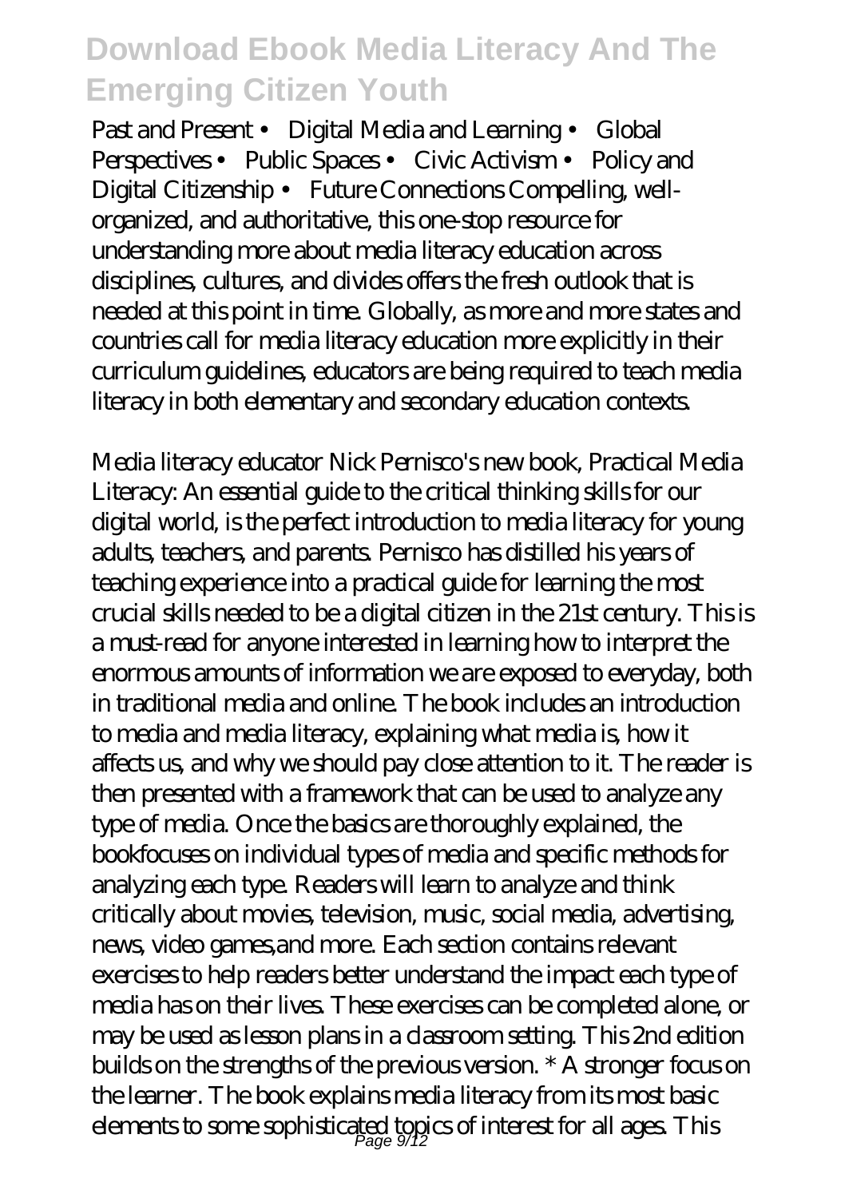Past and Present • Digital Media and Learning • Global Perspectives • Public Spaces • Civic Activism • Policy and Digital Citizenship • Future Connections Compelling, well-organized, and authoritative, this one-stop resource for understanding more about media literacy education across disciplines, cultures, and divides offers the fresh outlook that is needed at this point in time. Globally, as more and more states and countries call for media literacy education more explicitly in their curriculum guidelines, educators are being required to teach media literacy in both elementary and secondary education contexts.

Media literacy educator Nick Pernisco's new book, Practical Media Literacy: An essential guide to the critical thinking skills for our digital world, is the perfect introduction to media literacy for young adults, teachers, and parents. Pernisco has distilled his years of teaching experience into a practical guide for learning the most crucial skills needed to be a digital citizen in the 21st century. This is a must-read for anyone interested in learning how to interpret the enormous amounts of information we are exposed to everyday, both in traditional media and online. The book includes an introduction to media and media literacy, explaining what media is, how it affects us, and why we should pay close attention to it. The reader is then presented with a framework that can be used to analyze any type of media. Once the basics are thoroughly explained, the bookfocuses on individual types of media and specific methods for analyzing each type. Readers will learn to analyze and think critically about movies, television, music, social media, advertising, news, video games,and more. Each section contains relevant exercises to help readers better understand the impact each type of media has on their lives. These exercises can be completed alone, or may be used as lesson plans in a classroom setting. This 2nd edition builds on the strengths of the previous version. * A stronger focus on the learner. The book explains media literacy from its most basic elements to some sophisticated topics of interest for all ages. This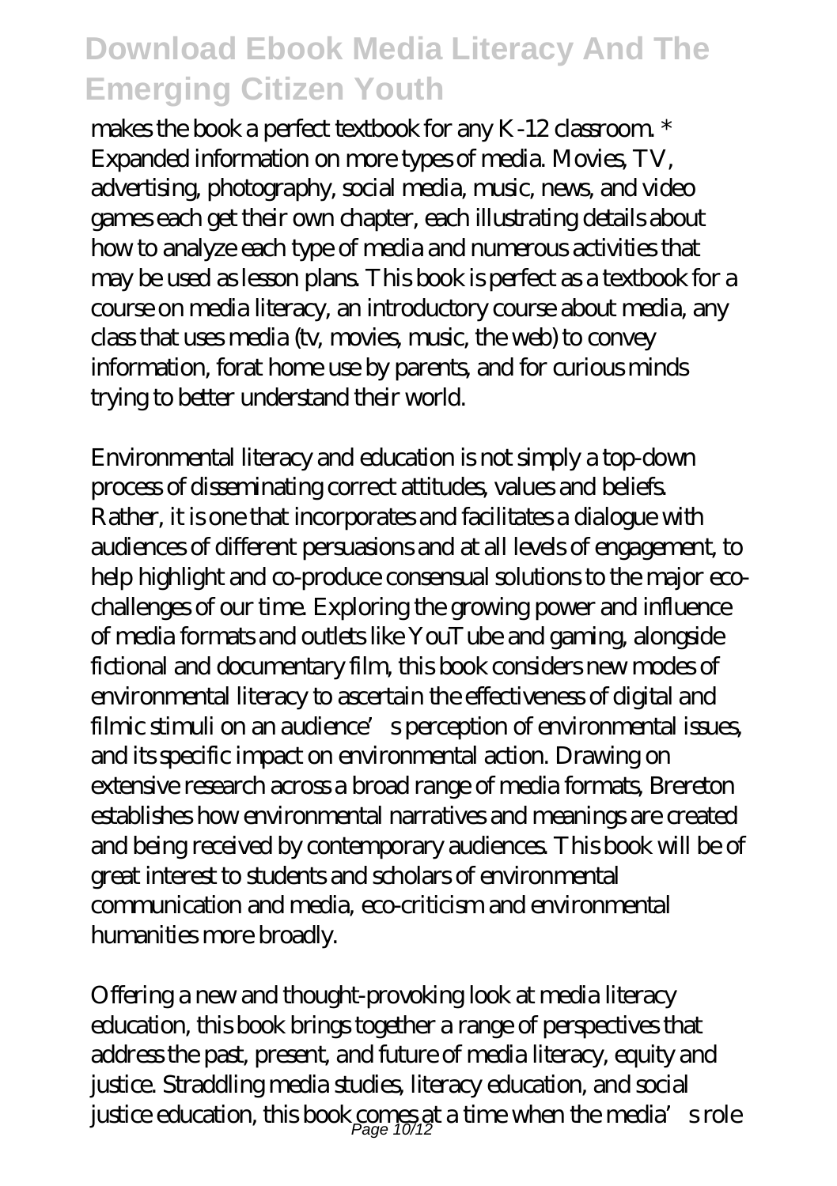makes the book a perfect textbook for any K-12 classroom. * Expanded information on more types of media. Movies, TV, advertising, photography, social media, music, news, and video games each get their own chapter, each illustrating details about how to analyze each type of media and numerous activities that may be used as lesson plans. This book is perfect as a textbook for a course on media literacy, an introductory course about media, any class that uses media (tv, movies, music, the web) to convey information, forat home use by parents, and for curious minds trying to better understand their world.

Environmental literacy and education is not simply a top-down process of disseminating correct attitudes, values and beliefs. Rather, it is one that incorporates and facilitates a dialogue with audiences of different persuasions and at all levels of engagement, to help highlight and co-produce consensual solutions to the major eco-challenges of our time. Exploring the growing power and influence of media formats and outlets like YouTube and gaming, alongside fictional and documentary film, this book considers new modes of environmental literacy to ascertain the effectiveness of digital and filmic stimuli on an audience's perception of environmental issues, and its specific impact on environmental action. Drawing on extensive research across a broad range of media formats, Brereton establishes how environmental narratives and meanings are created and being received by contemporary audiences. This book will be of great interest to students and scholars of environmental communication and media, eco-criticism and environmental humanities more broadly.

Offering a new and thought-provoking look at media literacy education, this book brings together a range of perspectives that address the past, present, and future of media literacy, equity and justice. Straddling media studies, literacy education, and social justice education, this book comes at a time when the media's role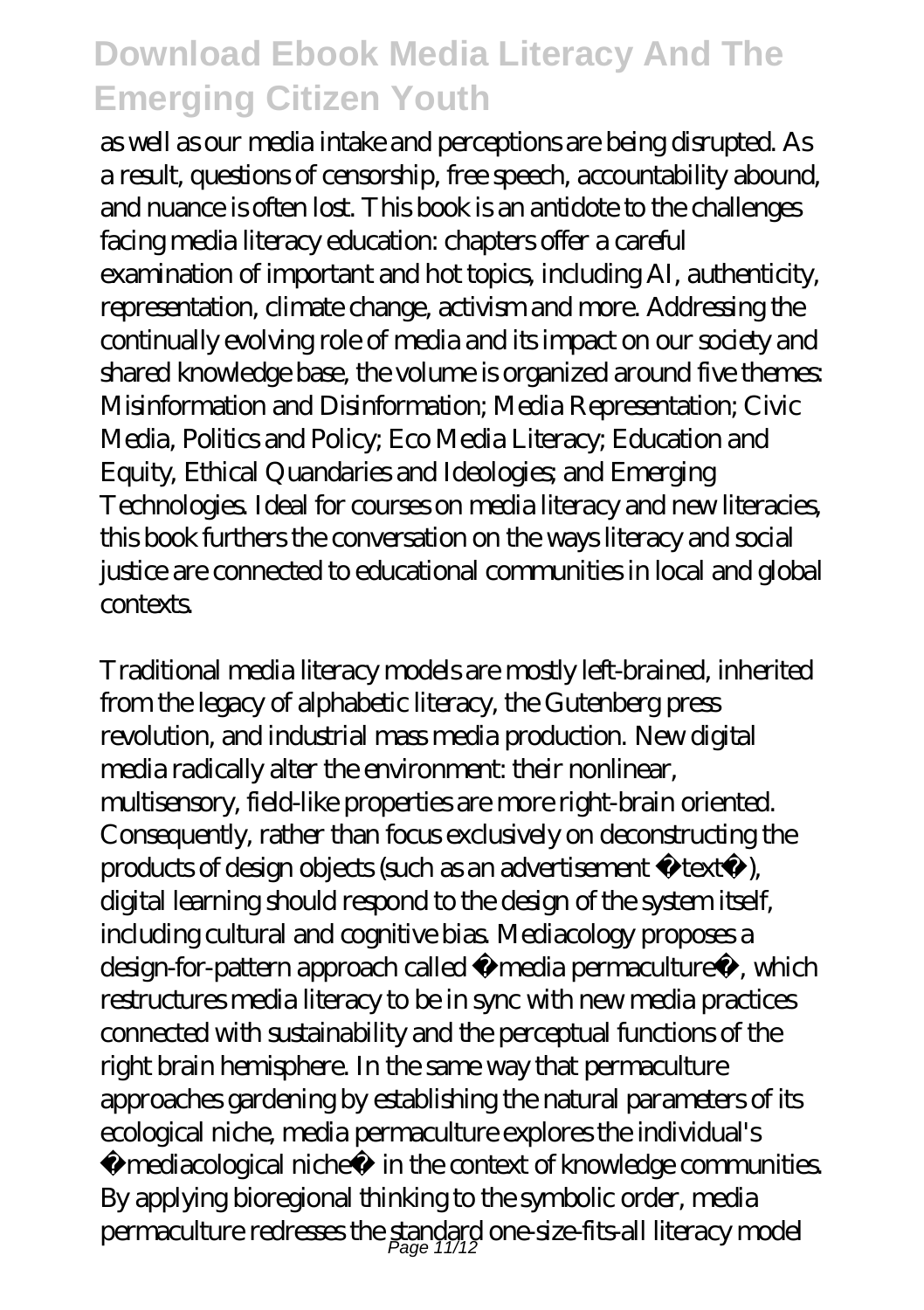as well as our media intake and perceptions are being disrupted. As a result, questions of censorship, free speech, accountability abound, and nuance is often lost. This book is an antidote to the challenges facing media literacy education: chapters offer a careful examination of important and hot topics, including AI, authenticity, representation, climate change, activism and more. Addressing the continually evolving role of media and its impact on our society and shared knowledge base, the volume is organized around five themes: Misinformation and Disinformation; Media Representation; Civic Media, Politics and Policy; Eco Media Literacy; Education and Equity, Ethical Quandaries and Ideologies; and Emerging Technologies. Ideal for courses on media literacy and new literacies, this book furthers the conversation on the ways literacy and social justice are connected to educational communities in local and global contexts.

Traditional media literacy models are mostly left-brained, inherited from the legacy of alphabetic literacy, the Gutenberg press revolution, and industrial mass media production. New digital media radically alter the environment: their nonlinear, multisensory, field-like properties are more right-brain oriented. Consequently, rather than focus exclusively on deconstructing the products of design objects (such as an advertisement « text »), digital learning should respond to the design of the system itself, including cultural and cognitive bias. Mediacology proposes a design-for-pattern approach called « media permaculture », which restructures media literacy to be in sync with new media practices connected with sustainability and the perceptual functions of the right brain hemisphere. In the same way that permaculture approaches gardening by establishing the natural parameters of its ecological niche, media permaculture explores the individual's « mediacological niche » in the context of knowledge communities. By applying bioregional thinking to the symbolic order, media permaculture redresses the standard one-size-fits-all literacy model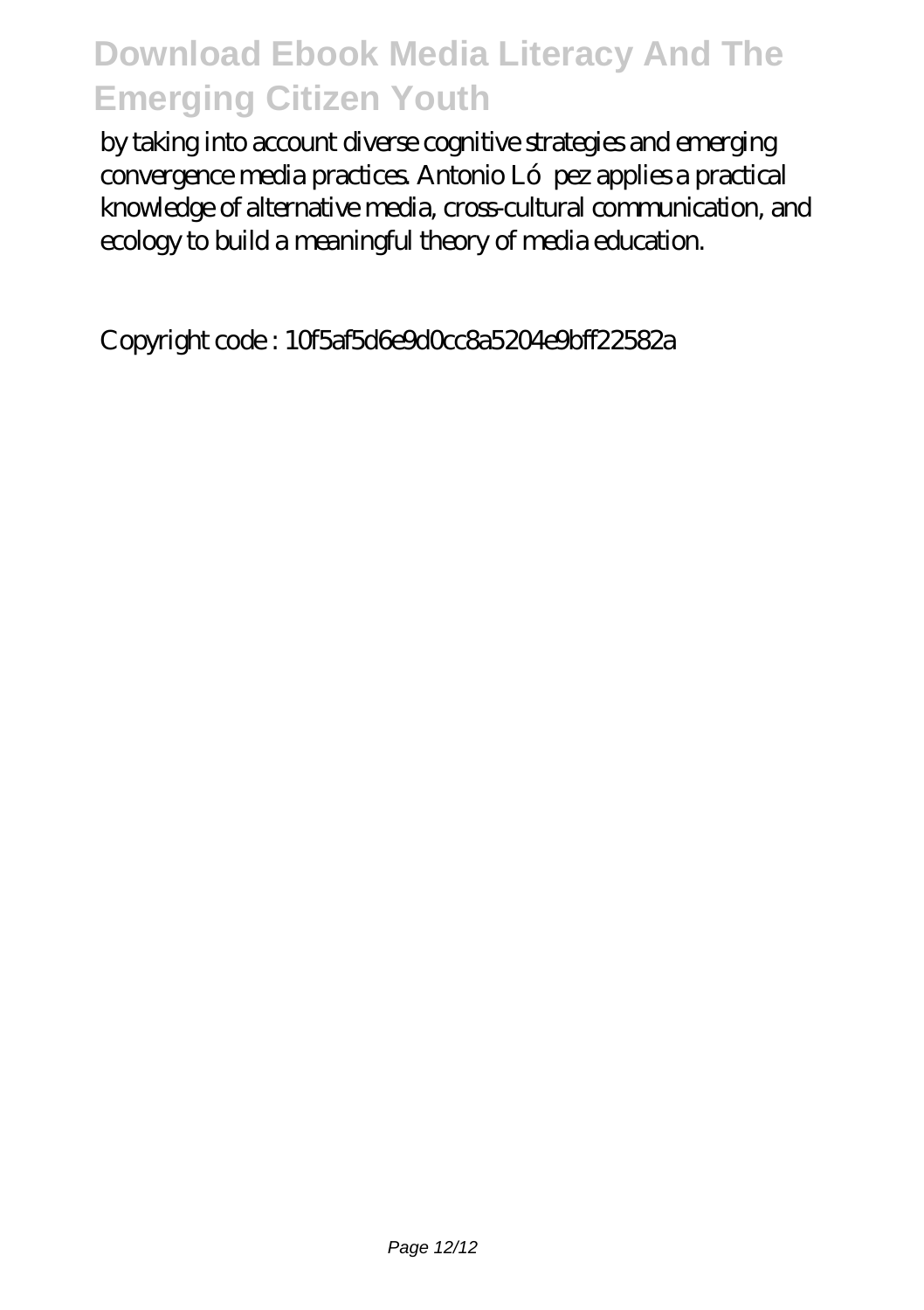by taking into account diverse cognitive strategies and emerging convergence media practices. Antonio López applies a practical knowledge of alternative media, cross-cultural communication, and ecology to build a meaningful theory of media education.

Copyright code : 10f5af5d6e9d0cc8a5204e9bff22582a